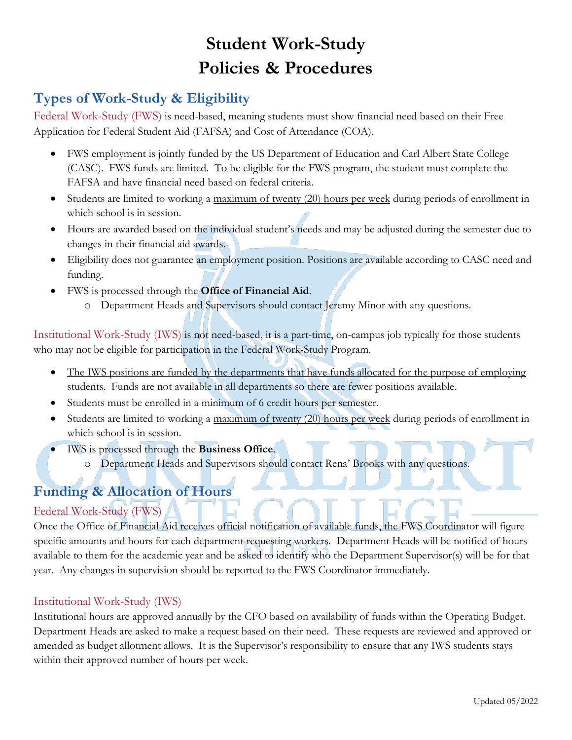# Student Work-Study Policies & Procedures

## Types of Work-Study & Eligibility

Federal Work-Study (FWS) is need-based, meaning students must show financial need based on their Free Application for Federal Student Aid (FAFSA) and Cost of Attendance (COA).

- FWS employment is jointly funded by the US Department of Education and Carl Albert State College (CASC). FWS funds are limited. To be eligible for the FWS program, the student must complete the FAFSA and have financial need based on federal criteria.
- Students are limited to working a maximum of twenty (20) hours per week during periods of enrollment in which school is in session.
- Hours are awarded based on the individual student's needs and may be adjusted during the semester due to changes in their financial aid awards.
- Eligibility does not guarantee an employment position. Positions are available according to CASC need and funding.
- FWS is processed through the **Office of Financial Aid**.
  - Department Heads and Supervisors should contact Jeremy Minor with any questions.

Institutional Work-Study (IWS) is not need-based, it is a part-time, on-campus job typically for those students who may not be eligible for participation in the Federal Work-Study Program.

- The IWS positions are funded by the departments that have funds allocated for the purpose of employing students. Funds are not available in all departments so there are fewer positions available.
- Students must be enrolled in a minimum of 6 credit hours per semester.
- Students are limited to working a maximum of twenty (20) hours per week during periods of enrollment in which school is in session.
- IWS is processed through the **Business Office**.
  - Department Heads and Supervisors should contact Rena' Brooks with any questions.

## Funding & Allocation of Hours

### Federal Work-Study (FWS)

Once the Office of Financial Aid receives official notification of available funds, the FWS Coordinator will figure specific amounts and hours for each department requesting workers. Department Heads will be notified of hours available to them for the academic year and be asked to identify who the Department Supervisor(s) will be for that year. Any changes in supervision should be reported to the FWS Coordinator immediately.

### Institutional Work-Study (IWS)

Institutional hours are approved annually by the CFO based on availability of funds within the Operating Budget. Department Heads are asked to make a request based on their need. These requests are reviewed and approved or amended as budget allotment allows. It is the Supervisor's responsibility to ensure that any IWS students stays within their approved number of hours per week.

Updated 05/2022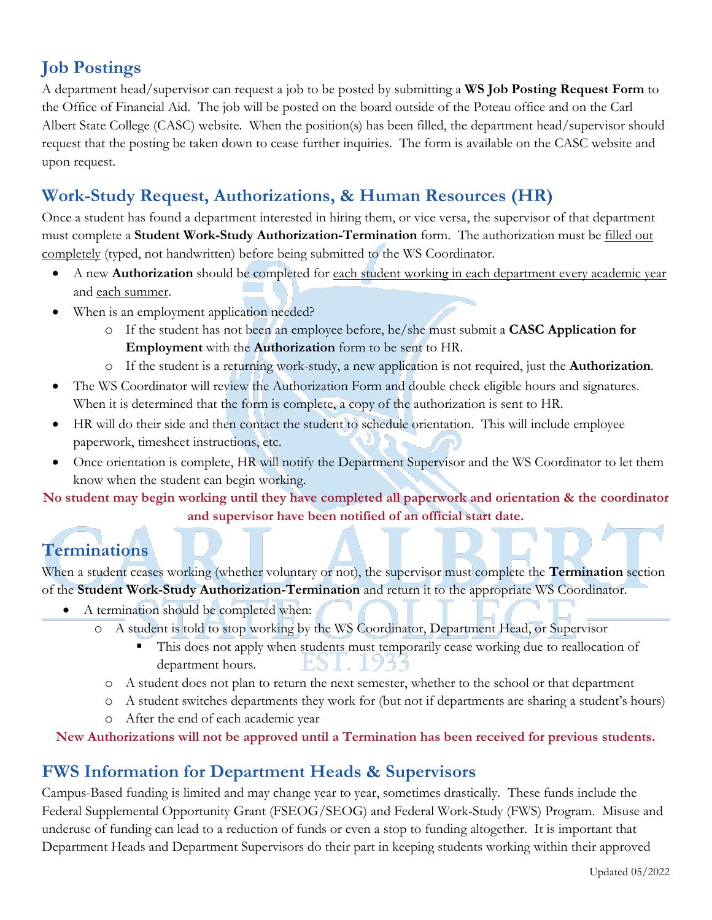## Job Postings

A department head/supervisor can request a job to be posted by submitting a **WS Job Posting Request Form** to the Office of Financial Aid. The job will be posted on the board outside of the Poteau office and on the Carl Albert State College (CASC) website. When the position(s) has been filled, the department head/supervisor should request that the posting be taken down to cease further inquiries. The form is available on the CASC website and upon request.

## Work-Study Request, Authorizations, & Human Resources (HR)

Once a student has found a department interested in hiring them, or vice versa, the supervisor of that department must complete a **Student Work-Study Authorization-Termination** form. The authorization must be filled out completely (typed, not handwritten) before being submitted to the WS Coordinator.

- A new **Authorization** should be completed for each student working in each department every academic year and each summer.
- When is an employment application needed?
  - If the student has not been an employee before, he/she must submit a **CASC Application for Employment** with the **Authorization** form to be sent to HR.
  - If the student is a returning work-study, a new application is not required, just the **Authorization**.
- The WS Coordinator will review the Authorization Form and double check eligible hours and signatures. When it is determined that the form is complete, a copy of the authorization is sent to HR.
- HR will do their side and then contact the student to schedule orientation. This will include employee paperwork, timesheet instructions, etc.
- Once orientation is complete, HR will notify the Department Supervisor and the WS Coordinator to let them know when the student can begin working.

**No student may begin working until they have completed all paperwork and orientation & the coordinator and supervisor have been notified of an official start date.**

## Terminations

When a student ceases working (whether voluntary or not), the supervisor must complete the **Termination** section of the **Student Work-Study Authorization-Termination** and return it to the appropriate WS Coordinator.

- A termination should be completed when:
  - A student is told to stop working by the WS Coordinator, Department Head, or Supervisor
    - This does not apply when students must temporarily cease working due to reallocation of department hours.
  - A student does not plan to return the next semester, whether to the school or that department
  - A student switches departments they work for (but not if departments are sharing a student's hours)
  - After the end of each academic year

**New Authorizations will not be approved until a Termination has been received for previous students.**

## FWS Information for Department Heads & Supervisors

Campus-Based funding is limited and may change year to year, sometimes drastically. These funds include the Federal Supplemental Opportunity Grant (FSEOG/SEOG) and Federal Work-Study (FWS) Program. Misuse and underuse of funding can lead to a reduction of funds or even a stop to funding altogether. It is important that Department Heads and Department Supervisors do their part in keeping students working within their approved

Updated 05/2022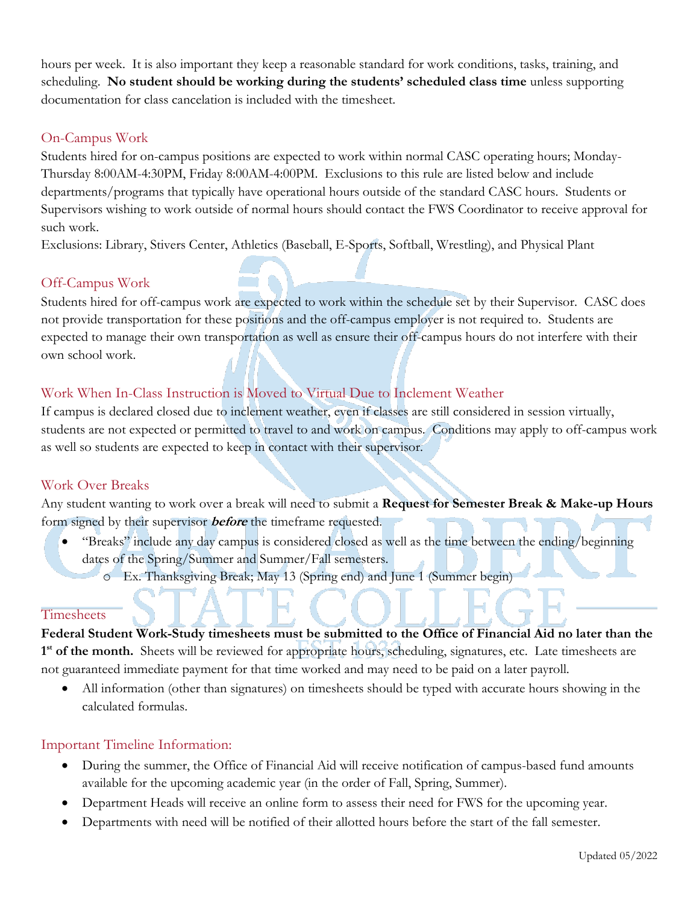hours per week. It is also important they keep a reasonable standard for work conditions, tasks, training, and scheduling. **No student should be working during the students' scheduled class time** unless supporting documentation for class cancelation is included with the timesheet.

## On-Campus Work

Students hired for on-campus positions are expected to work within normal CASC operating hours; Monday-Thursday 8:00AM-4:30PM, Friday 8:00AM-4:00PM. Exclusions to this rule are listed below and include departments/programs that typically have operational hours outside of the standard CASC hours. Students or Supervisors wishing to work outside of normal hours should contact the FWS Coordinator to receive approval for such work.

Exclusions: Library, Stivers Center, Athletics (Baseball, E-Sports, Softball, Wrestling), and Physical Plant

## Off-Campus Work

Students hired for off-campus work are expected to work within the schedule set by their Supervisor. CASC does not provide transportation for these positions and the off-campus employer is not required to. Students are expected to manage their own transportation as well as ensure their off-campus hours do not interfere with their own school work.

## Work When In-Class Instruction is Moved to Virtual Due to Inclement Weather

If campus is declared closed due to inclement weather, even if classes are still considered in session virtually, students are not expected or permitted to travel to and work on campus. Conditions may apply to off-campus work as well so students are expected to keep in contact with their supervisor.

## Work Over Breaks

Any student wanting to work over a break will need to submit a **Request for Semester Break & Make-up Hours** form signed by their supervisor ***before*** the timeframe requested.

- "Breaks" include any day campus is considered closed as well as the time between the ending/beginning dates of the Spring/Summer and Summer/Fall semesters.
  - Ex. Thanksgiving Break; May 13 (Spring end) and June 1 (Summer begin)

## Timesheets

**Federal Student Work-Study timesheets must be submitted to the Office of Financial Aid no later than the 1st of the month.** Sheets will be reviewed for appropriate hours, scheduling, signatures, etc. Late timesheets are not guaranteed immediate payment for that time worked and may need to be paid on a later payroll.

- All information (other than signatures) on timesheets should be typed with accurate hours showing in the calculated formulas.

## Important Timeline Information:

- During the summer, the Office of Financial Aid will receive notification of campus-based fund amounts available for the upcoming academic year (in the order of Fall, Spring, Summer).
- Department Heads will receive an online form to assess their need for FWS for the upcoming year.
- Departments with need will be notified of their allotted hours before the start of the fall semester.

Updated 05/2022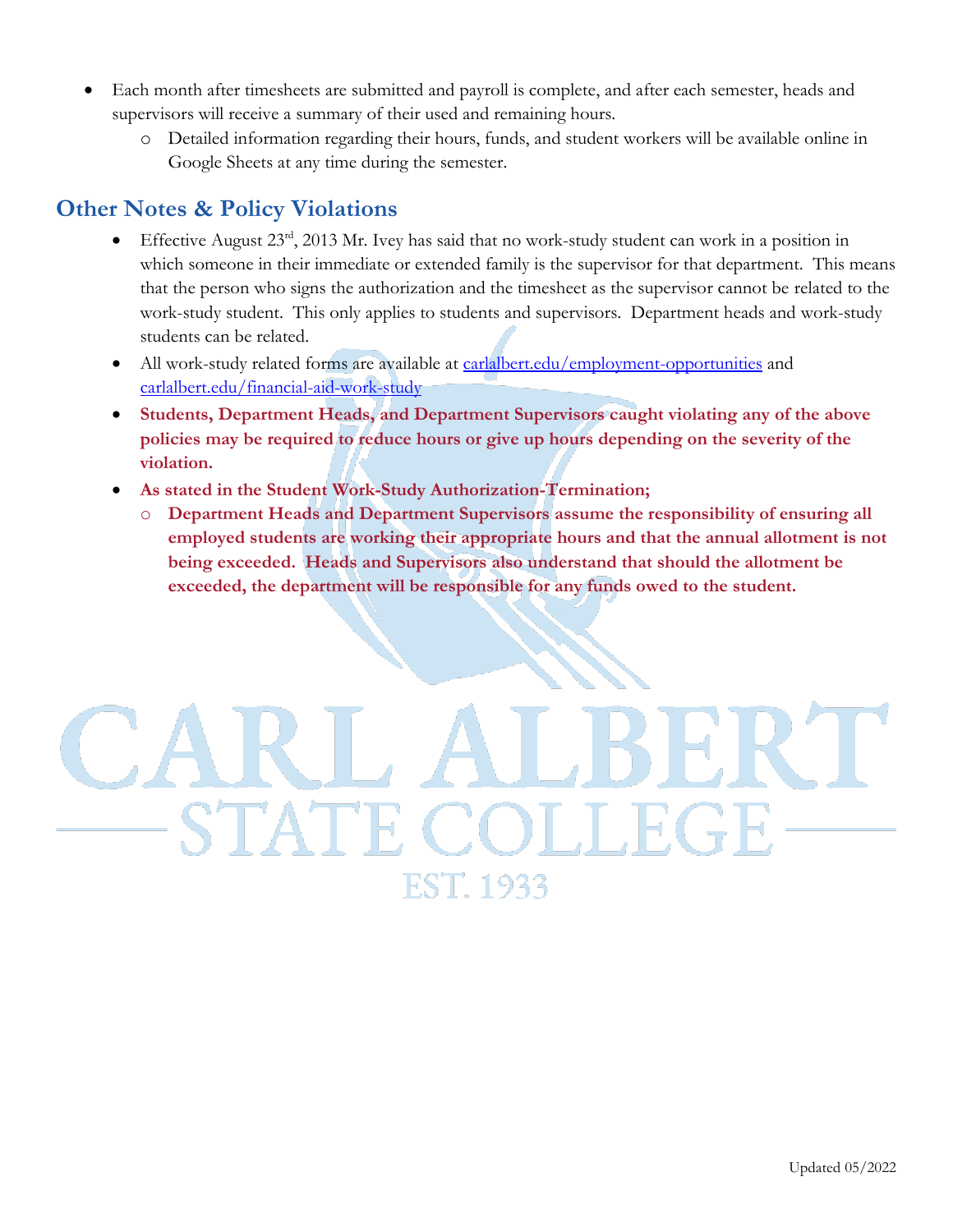- Each month after timesheets are submitted and payroll is complete, and after each semester, heads and supervisors will receive a summary of their used and remaining hours.
  - Detailed information regarding their hours, funds, and student workers will be available online in Google Sheets at any time during the semester.

## Other Notes & Policy Violations

- Effective August 23rd, 2013 Mr. Ivey has said that no work-study student can work in a position in which someone in their immediate or extended family is the supervisor for that department. This means that the person who signs the authorization and the timesheet as the supervisor cannot be related to the work-study student. This only applies to students and supervisors. Department heads and work-study students can be related.
- All work-study related forms are available at carlalbert.edu/employment-opportunities and carlalbert.edu/financial-aid-work-study
- **Students, Department Heads, and Department Supervisors caught violating any of the above policies may be required to reduce hours or give up hours depending on the severity of the violation.**
- **As stated in the Student Work-Study Authorization-Termination;**
  - **Department Heads and Department Supervisors assume the responsibility of ensuring all employed students are working their appropriate hours and that the annual allotment is not being exceeded. Heads and Supervisors also understand that should the allotment be exceeded, the department will be responsible for any funds owed to the student.**

Updated 05/2022